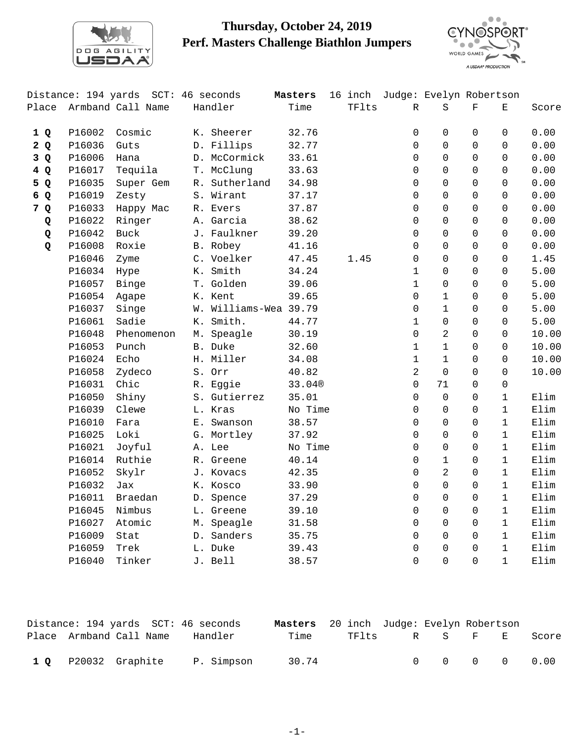# Thursday, October 24, 2019
## Perf. Masters Challenge Biathlon Jumpers

Distance: 194 yards SCT: 46 seconds **Masters** 16 inch Judge: Evelyn Robertson

| Place | Armband | Call Name | Handler | Time | TFlts | R | S | F | E | Score |
|---|---|---|---|---|---|---|---|---|---|---|
| **1 Q** | P16002 | Cosmic | K. Sheerer | 32.76 | | 0 | 0 | 0 | 0 | 0.00 |
| **2 Q** | P16036 | Guts | D. Fillips | 32.77 | | 0 | 0 | 0 | 0 | 0.00 |
| **3 Q** | P16006 | Hana | D. McCormick | 33.61 | | 0 | 0 | 0 | 0 | 0.00 |
| **4 Q** | P16017 | Tequila | T. McClung | 33.63 | | 0 | 0 | 0 | 0 | 0.00 |
| **5 Q** | P16035 | Super Gem | R. Sutherland | 34.98 | | 0 | 0 | 0 | 0 | 0.00 |
| **6 Q** | P16019 | Zesty | S. Wirant | 37.17 | | 0 | 0 | 0 | 0 | 0.00 |
| **7 Q** | P16033 | Happy Mac | R. Evers | 37.87 | | 0 | 0 | 0 | 0 | 0.00 |
| **Q** | P16022 | Ringer | A. Garcia | 38.62 | | 0 | 0 | 0 | 0 | 0.00 |
| **Q** | P16042 | Buck | J. Faulkner | 39.20 | | 0 | 0 | 0 | 0 | 0.00 |
| **Q** | P16008 | Roxie | B. Robey | 41.16 | | 0 | 0 | 0 | 0 | 0.00 |
| | P16046 | Zyme | C. Voelker | 47.45 | 1.45 | 0 | 0 | 0 | 0 | 1.45 |
| | P16034 | Hype | K. Smith | 34.24 | | 1 | 0 | 0 | 0 | 5.00 |
| | P16057 | Binge | T. Golden | 39.06 | | 1 | 0 | 0 | 0 | 5.00 |
| | P16054 | Agape | K. Kent | 39.65 | | 0 | 1 | 0 | 0 | 5.00 |
| | P16037 | Singe | W. Williams-Wea | 39.79 | | 0 | 1 | 0 | 0 | 5.00 |
| | P16061 | Sadie | K. Smith. | 44.77 | | 1 | 0 | 0 | 0 | 5.00 |
| | P16048 | Phenomenon | M. Speagle | 30.19 | | 0 | 2 | 0 | 0 | 10.00 |
| | P16053 | Punch | B. Duke | 32.60 | | 1 | 1 | 0 | 0 | 10.00 |
| | P16024 | Echo | H. Miller | 34.08 | | 1 | 1 | 0 | 0 | 10.00 |
| | P16058 | Zydeco | S. Orr | 40.82 | | 2 | 0 | 0 | 0 | 10.00 |
| | P16031 | Chic | R. Eggie | 33.04® | | 0 | 71 | 0 | 0 | |
| | P16050 | Shiny | S. Gutierrez | 35.01 | | 0 | 0 | 0 | 1 | Elim |
| | P16039 | Clewe | L. Kras | No Time | | 0 | 0 | 0 | 1 | Elim |
| | P16010 | Fara | E. Swanson | 38.57 | | 0 | 0 | 0 | 1 | Elim |
| | P16025 | Loki | G. Mortley | 37.92 | | 0 | 0 | 0 | 1 | Elim |
| | P16021 | Joyful | A. Lee | No Time | | 0 | 0 | 0 | 1 | Elim |
| | P16014 | Ruthie | R. Greene | 40.14 | | 0 | 1 | 0 | 1 | Elim |
| | P16052 | Skylr | J. Kovacs | 42.35 | | 0 | 2 | 0 | 1 | Elim |
| | P16032 | Jax | K. Kosco | 33.90 | | 0 | 0 | 0 | 1 | Elim |
| | P16011 | Braedan | D. Spence | 37.29 | | 0 | 0 | 0 | 1 | Elim |
| | P16045 | Nimbus | L. Greene | 39.10 | | 0 | 0 | 0 | 1 | Elim |
| | P16027 | Atomic | M. Speagle | 31.58 | | 0 | 0 | 0 | 1 | Elim |
| | P16009 | Stat | D. Sanders | 35.75 | | 0 | 0 | 0 | 1 | Elim |
| | P16059 | Trek | L. Duke | 39.43 | | 0 | 0 | 0 | 1 | Elim |
| | P16040 | Tinker | J. Bell | 38.57 | | 0 | 0 | 0 | 1 | Elim |

Distance: 194 yards SCT: 46 seconds **Masters** 20 inch Judge: Evelyn Robertson

| Place | Armband | Call Name | Handler | Time | TFlts | R | S | F | E | Score |
|---|---|---|---|---|---|---|---|---|---|---|
| **1 Q** | P20032 | Graphite | P. Simpson | 30.74 | | 0 | 0 | 0 | 0 | 0.00 |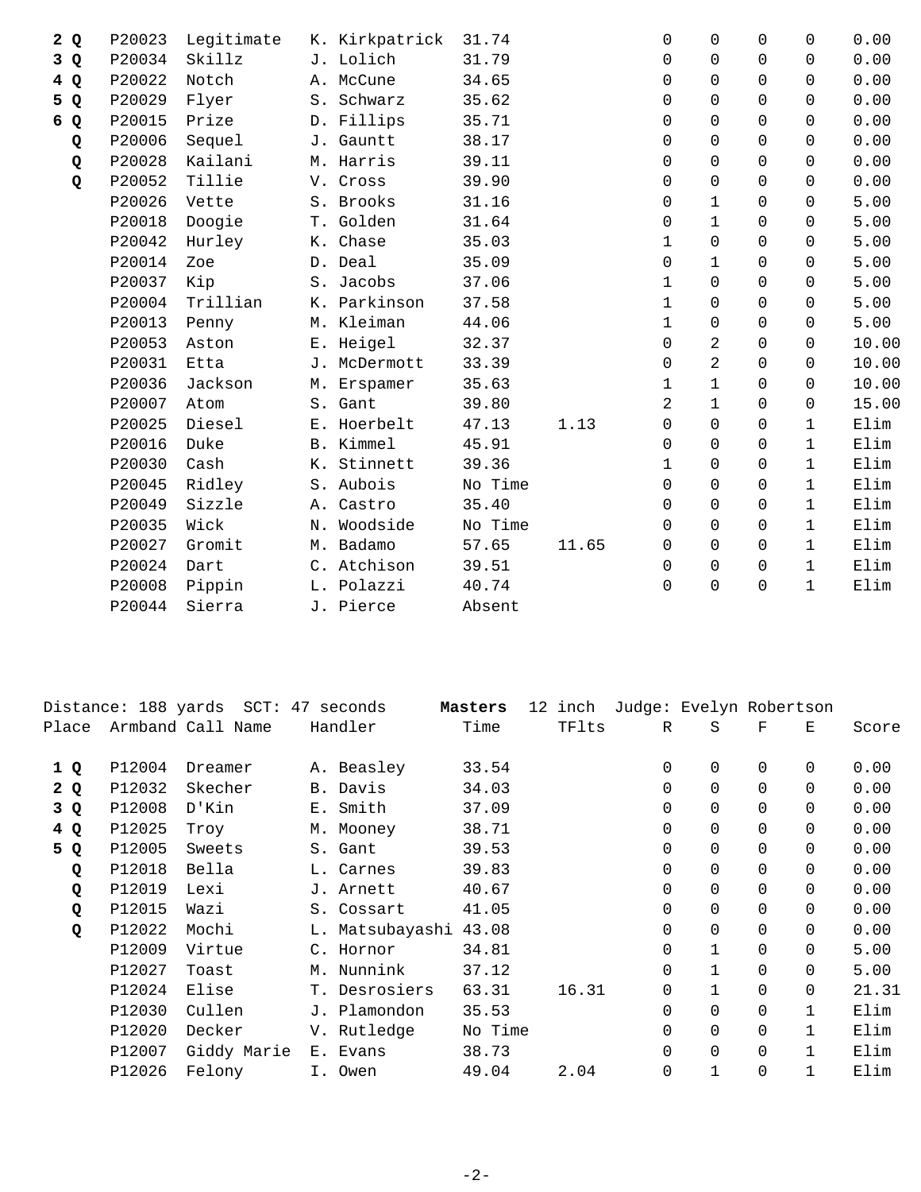| Place | Armband | Call Name | Handler | Time | TFlts | R | S | F | E | Score |
|---|---|---|---|---|---|---|---|---|---|---|
| **2 Q** | P20023 | Legitimate | K. Kirkpatrick | 31.74 | | 0 | 0 | 0 | 0 | 0.00 |
| **3 Q** | P20034 | Skillz | J. Lolich | 31.79 | | 0 | 0 | 0 | 0 | 0.00 |
| **4 Q** | P20022 | Notch | A. McCune | 34.65 | | 0 | 0 | 0 | 0 | 0.00 |
| **5 Q** | P20029 | Flyer | S. Schwarz | 35.62 | | 0 | 0 | 0 | 0 | 0.00 |
| **6 Q** | P20015 | Prize | D. Fillips | 35.71 | | 0 | 0 | 0 | 0 | 0.00 |
| **Q** | P20006 | Sequel | J. Gauntt | 38.17 | | 0 | 0 | 0 | 0 | 0.00 |
| **Q** | P20028 | Kailani | M. Harris | 39.11 | | 0 | 0 | 0 | 0 | 0.00 |
| **Q** | P20052 | Tillie | V. Cross | 39.90 | | 0 | 0 | 0 | 0 | 0.00 |
| | P20026 | Vette | S. Brooks | 31.16 | | 0 | 1 | 0 | 0 | 5.00 |
| | P20018 | Doogie | T. Golden | 31.64 | | 0 | 1 | 0 | 0 | 5.00 |
| | P20042 | Hurley | K. Chase | 35.03 | | 1 | 0 | 0 | 0 | 5.00 |
| | P20014 | Zoe | D. Deal | 35.09 | | 0 | 1 | 0 | 0 | 5.00 |
| | P20037 | Kip | S. Jacobs | 37.06 | | 1 | 0 | 0 | 0 | 5.00 |
| | P20004 | Trillian | K. Parkinson | 37.58 | | 1 | 0 | 0 | 0 | 5.00 |
| | P20013 | Penny | M. Kleiman | 44.06 | | 1 | 0 | 0 | 0 | 5.00 |
| | P20053 | Aston | E. Heigel | 32.37 | | 0 | 2 | 0 | 0 | 10.00 |
| | P20031 | Etta | J. McDermott | 33.39 | | 0 | 2 | 0 | 0 | 10.00 |
| | P20036 | Jackson | M. Erspamer | 35.63 | | 1 | 1 | 0 | 0 | 10.00 |
| | P20007 | Atom | S. Gant | 39.80 | | 2 | 1 | 0 | 0 | 15.00 |
| | P20025 | Diesel | E. Hoerbelt | 47.13 | 1.13 | 0 | 0 | 0 | 1 | Elim |
| | P20016 | Duke | B. Kimmel | 45.91 | | 0 | 0 | 0 | 1 | Elim |
| | P20030 | Cash | K. Stinnett | 39.36 | | 1 | 0 | 0 | 1 | Elim |
| | P20045 | Ridley | S. Aubois | No Time | | 0 | 0 | 0 | 1 | Elim |
| | P20049 | Sizzle | A. Castro | 35.40 | | 0 | 0 | 0 | 1 | Elim |
| | P20035 | Wick | N. Woodside | No Time | | 0 | 0 | 0 | 1 | Elim |
| | P20027 | Gromit | M. Badamo | 57.65 | 11.65 | 0 | 0 | 0 | 1 | Elim |
| | P20024 | Dart | C. Atchison | 39.51 | | 0 | 0 | 0 | 1 | Elim |
| | P20008 | Pippin | L. Polazzi | 40.74 | | 0 | 0 | 0 | 1 | Elim |
| | P20044 | Sierra | J. Pierce | Absent | | | | | | |

Distance: 188 yards SCT: 47 seconds **Masters** 12 inch Judge: Evelyn Robertson

| Place | Armband | Call Name | Handler | Time | TFlts | R | S | F | E | Score |
|---|---|---|---|---|---|---|---|---|---|---|
| **1 Q** | P12004 | Dreamer | A. Beasley | 33.54 | | 0 | 0 | 0 | 0 | 0.00 |
| **2 Q** | P12032 | Skecher | B. Davis | 34.03 | | 0 | 0 | 0 | 0 | 0.00 |
| **3 Q** | P12008 | D'Kin | E. Smith | 37.09 | | 0 | 0 | 0 | 0 | 0.00 |
| **4 Q** | P12025 | Troy | M. Mooney | 38.71 | | 0 | 0 | 0 | 0 | 0.00 |
| **5 Q** | P12005 | Sweets | S. Gant | 39.53 | | 0 | 0 | 0 | 0 | 0.00 |
| **Q** | P12018 | Bella | L. Carnes | 39.83 | | 0 | 0 | 0 | 0 | 0.00 |
| **Q** | P12019 | Lexi | J. Arnett | 40.67 | | 0 | 0 | 0 | 0 | 0.00 |
| **Q** | P12015 | Wazi | S. Cossart | 41.05 | | 0 | 0 | 0 | 0 | 0.00 |
| **Q** | P12022 | Mochi | L. Matsubayashi | 43.08 | | 0 | 0 | 0 | 0 | 0.00 |
| | P12009 | Virtue | C. Hornor | 34.81 | | 0 | 1 | 0 | 0 | 5.00 |
| | P12027 | Toast | M. Nunnink | 37.12 | | 0 | 1 | 0 | 0 | 5.00 |
| | P12024 | Elise | T. Desrosiers | 63.31 | 16.31 | 0 | 1 | 0 | 0 | 21.31 |
| | P12030 | Cullen | J. Plamondon | 35.53 | | 0 | 0 | 0 | 1 | Elim |
| | P12020 | Decker | V. Rutledge | No Time | | 0 | 0 | 0 | 1 | Elim |
| | P12007 | Giddy Marie | E. Evans | 38.73 | | 0 | 0 | 0 | 1 | Elim |
| | P12026 | Felony | I. Owen | 49.04 | 2.04 | 0 | 1 | 0 | 1 | Elim |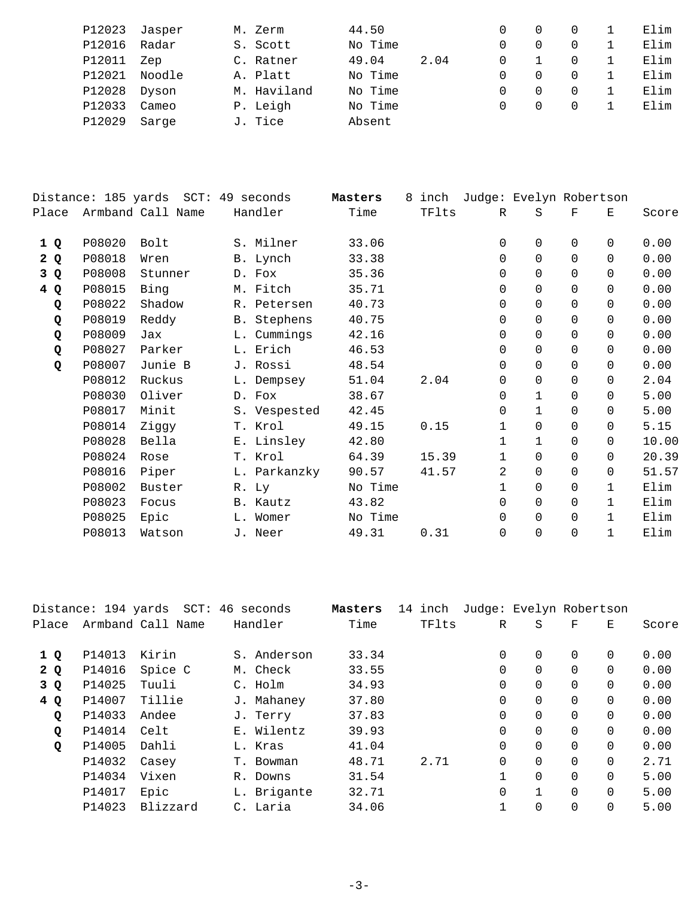| Place | Armband | Call Name | Handler | Time | TFlts | R | S | F | E | Score |
|---|---|---|---|---|---|---|---|---|---|---|
| | P12023 | Jasper | M. Zerm | 44.50 | | 0 | 0 | 0 | 1 | Elim |
| | P12016 | Radar | S. Scott | No Time | | 0 | 0 | 0 | 1 | Elim |
| | P12011 | Zep | C. Ratner | 49.04 | 2.04 | 0 | 1 | 0 | 1 | Elim |
| | P12021 | Noodle | A. Platt | No Time | | 0 | 0 | 0 | 1 | Elim |
| | P12028 | Dyson | M. Haviland | No Time | | 0 | 0 | 0 | 1 | Elim |
| | P12033 | Cameo | P. Leigh | No Time | | 0 | 0 | 0 | 1 | Elim |
| | P12029 | Sarge | J. Tice | Absent | | | | | | |

Distance: 185 yards SCT: 49 seconds **Masters** 8 inch Judge: Evelyn Robertson

| Place | Armband | Call Name | Handler | Time | TFlts | R | S | F | E | Score |
|---|---|---|---|---|---|---|---|---|---|---|
| **1 Q** | P08020 | Bolt | S. Milner | 33.06 | | 0 | 0 | 0 | 0 | 0.00 |
| **2 Q** | P08018 | Wren | B. Lynch | 33.38 | | 0 | 0 | 0 | 0 | 0.00 |
| **3 Q** | P08008 | Stunner | D. Fox | 35.36 | | 0 | 0 | 0 | 0 | 0.00 |
| **4 Q** | P08015 | Bing | M. Fitch | 35.71 | | 0 | 0 | 0 | 0 | 0.00 |
| **Q** | P08022 | Shadow | R. Petersen | 40.73 | | 0 | 0 | 0 | 0 | 0.00 |
| **Q** | P08019 | Reddy | B. Stephens | 40.75 | | 0 | 0 | 0 | 0 | 0.00 |
| **Q** | P08009 | Jax | L. Cummings | 42.16 | | 0 | 0 | 0 | 0 | 0.00 |
| **Q** | P08027 | Parker | L. Erich | 46.53 | | 0 | 0 | 0 | 0 | 0.00 |
| **Q** | P08007 | Junie B | J. Rossi | 48.54 | | 0 | 0 | 0 | 0 | 0.00 |
| | P08012 | Ruckus | L. Dempsey | 51.04 | 2.04 | 0 | 0 | 0 | 0 | 2.04 |
| | P08030 | Oliver | D. Fox | 38.67 | | 0 | 1 | 0 | 0 | 5.00 |
| | P08017 | Minit | S. Vespested | 42.45 | | 0 | 1 | 0 | 0 | 5.00 |
| | P08014 | Ziggy | T. Krol | 49.15 | 0.15 | 1 | 0 | 0 | 0 | 5.15 |
| | P08028 | Bella | E. Linsley | 42.80 | | 1 | 1 | 0 | 0 | 10.00 |
| | P08024 | Rose | T. Krol | 64.39 | 15.39 | 1 | 0 | 0 | 0 | 20.39 |
| | P08016 | Piper | L. Parkanzky | 90.57 | 41.57 | 2 | 0 | 0 | 0 | 51.57 |
| | P08002 | Buster | R. Ly | No Time | | 1 | 0 | 0 | 1 | Elim |
| | P08023 | Focus | B. Kautz | 43.82 | | 0 | 0 | 0 | 1 | Elim |
| | P08025 | Epic | L. Womer | No Time | | 0 | 0 | 0 | 1 | Elim |
| | P08013 | Watson | J. Neer | 49.31 | 0.31 | 0 | 0 | 0 | 1 | Elim |

Distance: 194 yards SCT: 46 seconds **Masters** 14 inch Judge: Evelyn Robertson

| Place | Armband | Call Name | Handler | Time | TFlts | R | S | F | E | Score |
|---|---|---|---|---|---|---|---|---|---|---|
| **1 Q** | P14013 | Kirin | S. Anderson | 33.34 | | 0 | 0 | 0 | 0 | 0.00 |
| **2 Q** | P14016 | Spice C | M. Check | 33.55 | | 0 | 0 | 0 | 0 | 0.00 |
| **3 Q** | P14025 | Tuuli | C. Holm | 34.93 | | 0 | 0 | 0 | 0 | 0.00 |
| **4 Q** | P14007 | Tillie | J. Mahaney | 37.80 | | 0 | 0 | 0 | 0 | 0.00 |
| **Q** | P14033 | Andee | J. Terry | 37.83 | | 0 | 0 | 0 | 0 | 0.00 |
| **Q** | P14014 | Celt | E. Wilentz | 39.93 | | 0 | 0 | 0 | 0 | 0.00 |
| **Q** | P14005 | Dahli | L. Kras | 41.04 | | 0 | 0 | 0 | 0 | 0.00 |
| | P14032 | Casey | T. Bowman | 48.71 | 2.71 | 0 | 0 | 0 | 0 | 2.71 |
| | P14034 | Vixen | R. Downs | 31.54 | | 1 | 0 | 0 | 0 | 5.00 |
| | P14017 | Epic | L. Brigante | 32.71 | | 0 | 1 | 0 | 0 | 5.00 |
| | P14023 | Blizzard | C. Laria | 34.06 | | 1 | 0 | 0 | 0 | 5.00 |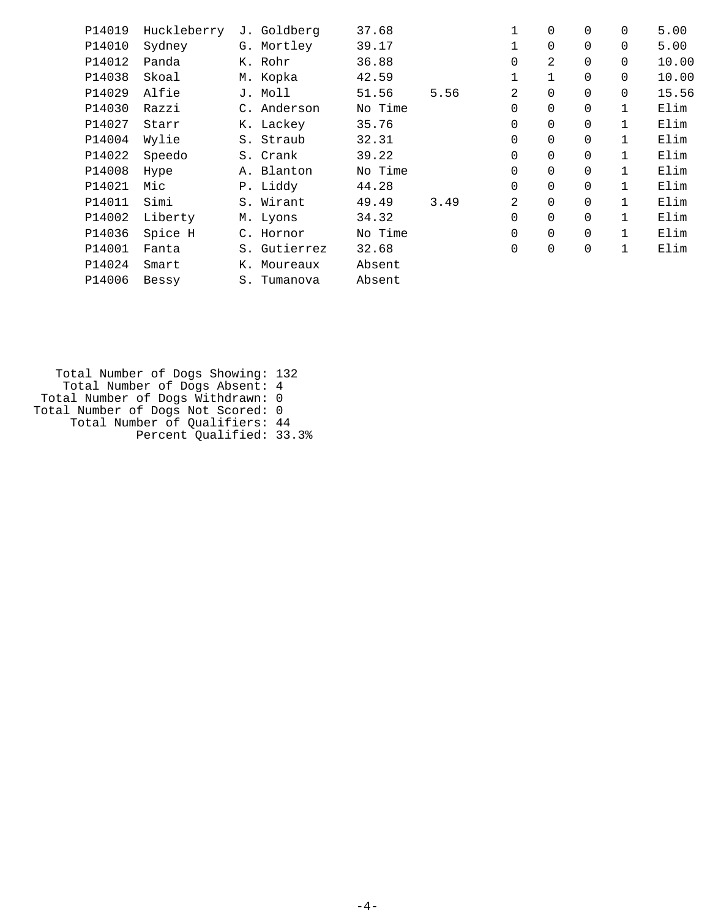| | | | | | | | | | |
|---|---|---|---|---|---|---|---|---|---|
| P14019 | Huckleberry | J. Goldberg | 37.68 | | 1 | 0 | 0 | 0 | 5.00 |
| P14010 | Sydney | G. Mortley | 39.17 | | 1 | 0 | 0 | 0 | 5.00 |
| P14012 | Panda | K. Rohr | 36.88 | | 0 | 2 | 0 | 0 | 10.00 |
| P14038 | Skoal | M. Kopka | 42.59 | | 1 | 1 | 0 | 0 | 10.00 |
| P14029 | Alfie | J. Moll | 51.56 | 5.56 | 2 | 0 | 0 | 0 | 15.56 |
| P14030 | Razzi | C. Anderson | No Time | | 0 | 0 | 0 | 1 | Elim |
| P14027 | Starr | K. Lackey | 35.76 | | 0 | 0 | 0 | 1 | Elim |
| P14004 | Wylie | S. Straub | 32.31 | | 0 | 0 | 0 | 1 | Elim |
| P14022 | Speedo | S. Crank | 39.22 | | 0 | 0 | 0 | 1 | Elim |
| P14008 | Hype | A. Blanton | No Time | | 0 | 0 | 0 | 1 | Elim |
| P14021 | Mic | P. Liddy | 44.28 | | 0 | 0 | 0 | 1 | Elim |
| P14011 | Simi | S. Wirant | 49.49 | 3.49 | 2 | 0 | 0 | 1 | Elim |
| P14002 | Liberty | M. Lyons | 34.32 | | 0 | 0 | 0 | 1 | Elim |
| P14036 | Spice H | C. Hornor | No Time | | 0 | 0 | 0 | 1 | Elim |
| P14001 | Fanta | S. Gutierrez | 32.68 | | 0 | 0 | 0 | 1 | Elim |
| P14024 | Smart | K. Moureaux | Absent | | | | | | |
| P14006 | Bessy | S. Tumanova | Absent | | | | | | |

Total Number of Dogs Showing: 132
Total Number of Dogs Absent: 4
Total Number of Dogs Withdrawn: 0
Total Number of Dogs Not Scored: 0
Total Number of Qualifiers: 44
Percent Qualified: 33.3%